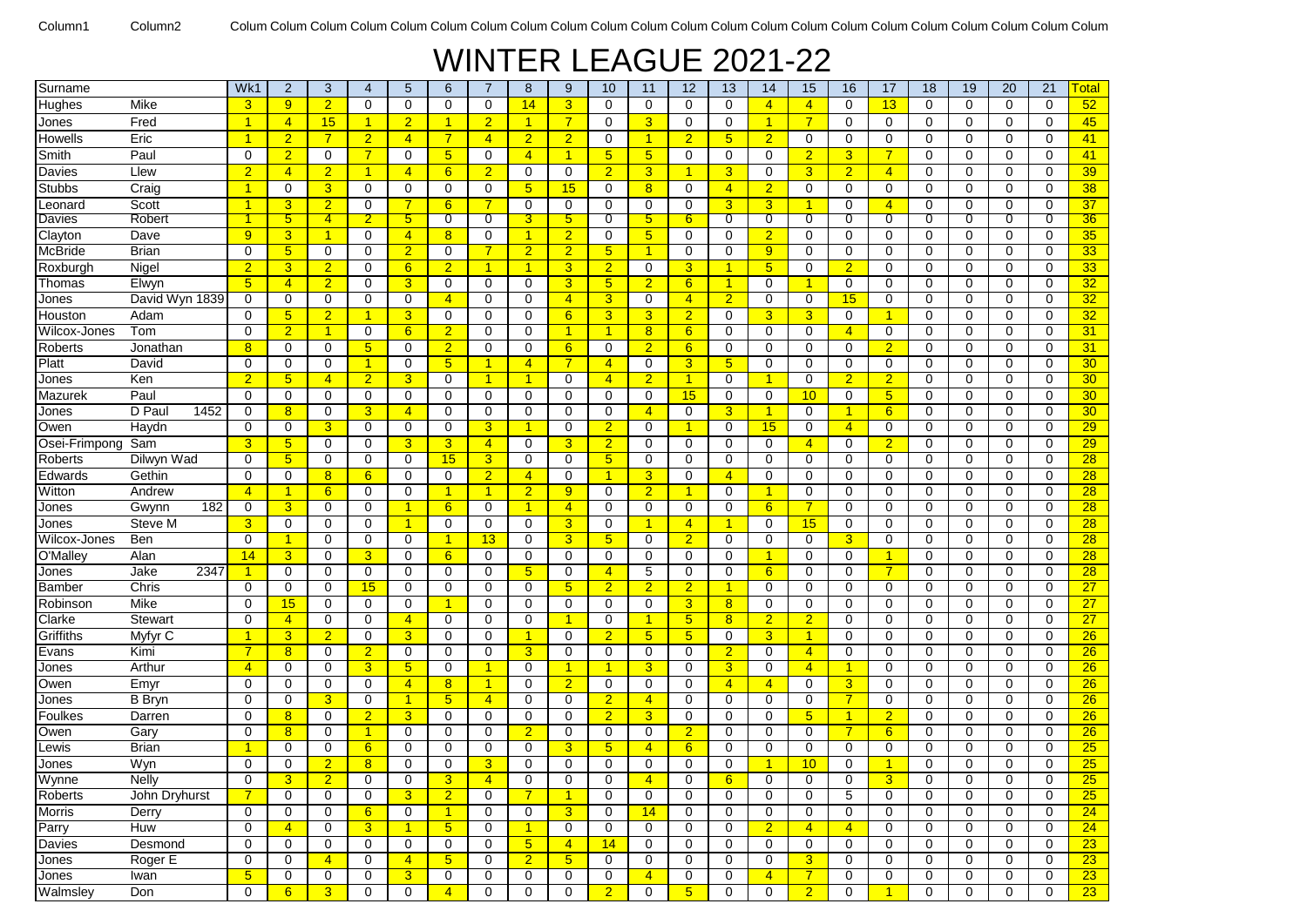Column1 Column2 Colum Colum Colum Colum Colum Colum Colum Colum Colum Colum Colum Colum Colum Colum Colum Colum Colum Colum Colum Colum Colum Colum

# WINTER LEAGUE 2021-22

| Surname | | Wk1 | 2 | 3 | 4 | 5 | 6 | 7 | 8 | 9 | 10 | 11 | 12 | 13 | 14 | 15 | 16 | 17 | 18 | 19 | 20 | 21 | Total |
|---|---|---|---|---|---|---|---|---|---|---|---|---|---|---|---|---|---|---|---|---|---|---|---|
| Hughes | Mike | 3 | 9 | 2 | 0 | 0 | 0 | 0 | 14 | 3 | 0 | 0 | 0 | 0 | 4 | 4 | 0 | 13 | 0 | 0 | 0 | 0 | 52 |
| Jones | Fred | 1 | 4 | 15 | 1 | 2 | 1 | 2 | 1 | 7 | 0 | 3 | 0 | 0 | 1 | 7 | 0 | 0 | 0 | 0 | 0 | 0 | 45 |
| Howells | Eric | 1 | 2 | 7 | 2 | 4 | 7 | 4 | 2 | 2 | 0 | 1 | 2 | 5 | 2 | 0 | 0 | 0 | 0 | 0 | 0 | 0 | 41 |
| Smith | Paul | 0 | 2 | 0 | 7 | 0 | 5 | 0 | 4 | 1 | 5 | 5 | 0 | 0 | 0 | 2 | 3 | 7 | 0 | 0 | 0 | 0 | 41 |
| Davies | Llew | 2 | 4 | 2 | 1 | 4 | 6 | 2 | 0 | 0 | 2 | 3 | 1 | 3 | 0 | 3 | 2 | 4 | 0 | 0 | 0 | 0 | 39 |
| Stubbs | Craig | 1 | 0 | 3 | 0 | 0 | 0 | 0 | 5 | 15 | 0 | 8 | 0 | 4 | 2 | 0 | 0 | 0 | 0 | 0 | 0 | 0 | 38 |
| Leonard | Scott | 1 | 3 | 2 | 0 | 7 | 6 | 7 | 0 | 0 | 0 | 0 | 0 | 3 | 3 | 1 | 0 | 4 | 0 | 0 | 0 | 0 | 37 |
| Davies | Robert | 1 | 5 | 4 | 2 | 5 | 0 | 0 | 3 | 5 | 0 | 5 | 6 | 0 | 0 | 0 | 0 | 0 | 0 | 0 | 0 | 0 | 36 |
| Clayton | Dave | 9 | 3 | 1 | 0 | 4 | 8 | 0 | 1 | 2 | 0 | 5 | 0 | 0 | 2 | 0 | 0 | 0 | 0 | 0 | 0 | 0 | 35 |
| McBride | Brian | 0 | 5 | 0 | 0 | 2 | 0 | 7 | 2 | 2 | 5 | 1 | 0 | 0 | 9 | 0 | 0 | 0 | 0 | 0 | 0 | 0 | 33 |
| Roxburgh | Nigel | 2 | 3 | 2 | 0 | 6 | 2 | 1 | 1 | 3 | 2 | 0 | 3 | 1 | 5 | 0 | 2 | 0 | 0 | 0 | 0 | 0 | 33 |
| Thomas | Elwyn | 5 | 4 | 2 | 0 | 3 | 0 | 0 | 0 | 3 | 5 | 2 | 6 | 1 | 0 | 1 | 0 | 0 | 0 | 0 | 0 | 0 | 32 |
| Jones | David Wyn 1839 | 0 | 0 | 0 | 0 | 0 | 4 | 0 | 0 | 4 | 3 | 0 | 4 | 2 | 0 | 0 | 15 | 0 | 0 | 0 | 0 | 0 | 32 |
| Houston | Adam | 0 | 5 | 2 | 1 | 3 | 0 | 0 | 0 | 6 | 3 | 3 | 2 | 0 | 3 | 3 | 0 | 1 | 0 | 0 | 0 | 0 | 32 |
| Wilcox-Jones | Tom | 0 | 2 | 1 | 0 | 6 | 2 | 0 | 0 | 1 | 1 | 8 | 6 | 0 | 0 | 0 | 4 | 0 | 0 | 0 | 0 | 0 | 31 |
| Roberts | Jonathan | 8 | 0 | 0 | 5 | 0 | 2 | 0 | 0 | 6 | 0 | 2 | 6 | 0 | 0 | 0 | 0 | 2 | 0 | 0 | 0 | 0 | 31 |
| Platt | David | 0 | 0 | 0 | 1 | 0 | 5 | 1 | 4 | 7 | 4 | 0 | 3 | 5 | 0 | 0 | 0 | 0 | 0 | 0 | 0 | 0 | 30 |
| Jones | Ken | 2 | 5 | 4 | 2 | 3 | 0 | 1 | 1 | 0 | 4 | 2 | 1 | 0 | 1 | 0 | 2 | 2 | 0 | 0 | 0 | 0 | 30 |
| Mazurek | Paul | 0 | 0 | 0 | 0 | 0 | 0 | 0 | 0 | 0 | 0 | 0 | 15 | 0 | 0 | 10 | 0 | 5 | 0 | 0 | 0 | 0 | 30 |
| Jones | D Paul 1452 | 0 | 8 | 0 | 3 | 4 | 0 | 0 | 0 | 0 | 0 | 4 | 0 | 3 | 1 | 0 | 1 | 6 | 0 | 0 | 0 | 0 | 30 |
| Owen | Haydn | 0 | 0 | 3 | 0 | 0 | 0 | 3 | 1 | 0 | 2 | 0 | 1 | 0 | 15 | 0 | 4 | 0 | 0 | 0 | 0 | 0 | 29 |
| Osei-Frimpong | Sam | 3 | 5 | 0 | 0 | 3 | 3 | 4 | 0 | 3 | 2 | 0 | 0 | 0 | 0 | 4 | 0 | 2 | 0 | 0 | 0 | 0 | 29 |
| Roberts | Dilwyn Wad | 0 | 5 | 0 | 0 | 0 | 15 | 3 | 0 | 0 | 5 | 0 | 0 | 0 | 0 | 0 | 0 | 0 | 0 | 0 | 0 | 0 | 28 |
| Edwards | Gethin | 0 | 0 | 8 | 6 | 0 | 0 | 2 | 4 | 0 | 1 | 3 | 0 | 4 | 0 | 0 | 0 | 0 | 0 | 0 | 0 | 0 | 28 |
| Witton | Andrew | 4 | 1 | 6 | 0 | 0 | 1 | 1 | 2 | 9 | 0 | 2 | 1 | 0 | 1 | 0 | 0 | 0 | 0 | 0 | 0 | 0 | 28 |
| Jones | Gwynn 182 | 0 | 3 | 0 | 0 | 1 | 6 | 0 | 1 | 4 | 0 | 0 | 0 | 0 | 6 | 7 | 0 | 0 | 0 | 0 | 0 | 0 | 28 |
| Jones | Steve M | 3 | 0 | 0 | 0 | 1 | 0 | 0 | 0 | 3 | 0 | 1 | 4 | 1 | 0 | 15 | 0 | 0 | 0 | 0 | 0 | 0 | 28 |
| Wilcox-Jones | Ben | 0 | 1 | 0 | 0 | 0 | 1 | 13 | 0 | 3 | 5 | 0 | 2 | 0 | 0 | 0 | 3 | 0 | 0 | 0 | 0 | 0 | 28 |
| O'Malley | Alan | 14 | 3 | 0 | 3 | 0 | 6 | 0 | 0 | 0 | 0 | 0 | 0 | 0 | 1 | 0 | 0 | 1 | 0 | 0 | 0 | 0 | 28 |
| Jones | Jake 2347 | 1 | 0 | 0 | 0 | 0 | 0 | 0 | 5 | 0 | 4 | 5 | 0 | 0 | 6 | 0 | 0 | 7 | 0 | 0 | 0 | 0 | 28 |
| Bamber | Chris | 0 | 0 | 0 | 15 | 0 | 0 | 0 | 0 | 5 | 2 | 2 | 2 | 1 | 0 | 0 | 0 | 0 | 0 | 0 | 0 | 0 | 27 |
| Robinson | Mike | 0 | 15 | 0 | 0 | 0 | 1 | 0 | 0 | 0 | 0 | 0 | 3 | 8 | 0 | 0 | 0 | 0 | 0 | 0 | 0 | 0 | 27 |
| Clarke | Stewart | 0 | 4 | 0 | 0 | 4 | 0 | 0 | 0 | 1 | 0 | 1 | 5 | 8 | 2 | 2 | 0 | 0 | 0 | 0 | 0 | 0 | 27 |
| Griffiths | Myfyr C | 1 | 3 | 2 | 0 | 3 | 0 | 0 | 1 | 0 | 2 | 5 | 5 | 0 | 3 | 1 | 0 | 0 | 0 | 0 | 0 | 0 | 26 |
| Evans | Kimi | 7 | 8 | 0 | 2 | 0 | 0 | 0 | 3 | 0 | 0 | 0 | 0 | 2 | 0 | 4 | 0 | 0 | 0 | 0 | 0 | 0 | 26 |
| Jones | Arthur | 4 | 0 | 0 | 3 | 5 | 0 | 1 | 0 | 1 | 1 | 3 | 0 | 3 | 0 | 4 | 1 | 0 | 0 | 0 | 0 | 0 | 26 |
| Owen | Emyr | 0 | 0 | 0 | 0 | 4 | 8 | 1 | 0 | 2 | 0 | 0 | 0 | 4 | 4 | 0 | 3 | 0 | 0 | 0 | 0 | 0 | 26 |
| Jones | B Bryn | 0 | 0 | 3 | 0 | 1 | 5 | 4 | 0 | 0 | 2 | 4 | 0 | 0 | 0 | 0 | 7 | 0 | 0 | 0 | 0 | 0 | 26 |
| Foulkes | Darren | 0 | 8 | 0 | 2 | 3 | 0 | 0 | 0 | 0 | 2 | 3 | 0 | 0 | 0 | 5 | 1 | 2 | 0 | 0 | 0 | 0 | 26 |
| Owen | Gary | 0 | 8 | 0 | 1 | 0 | 0 | 0 | 2 | 0 | 0 | 0 | 2 | 0 | 0 | 0 | 7 | 6 | 0 | 0 | 0 | 0 | 26 |
| Lewis | Brian | 1 | 0 | 0 | 6 | 0 | 0 | 0 | 0 | 3 | 5 | 4 | 6 | 0 | 0 | 0 | 0 | 0 | 0 | 0 | 0 | 0 | 25 |
| Jones | Wyn | 0 | 0 | 2 | 8 | 0 | 0 | 3 | 0 | 0 | 0 | 0 | 0 | 0 | 1 | 10 | 0 | 1 | 0 | 0 | 0 | 0 | 25 |
| Wynne | Nelly | 0 | 3 | 2 | 0 | 0 | 3 | 4 | 0 | 0 | 0 | 4 | 0 | 6 | 0 | 0 | 0 | 3 | 0 | 0 | 0 | 0 | 25 |
| Roberts | John Dryhurst | 7 | 0 | 0 | 0 | 3 | 2 | 0 | 7 | 1 | 0 | 0 | 0 | 0 | 0 | 0 | 5 | 0 | 0 | 0 | 0 | 0 | 25 |
| Morris | Derry | 0 | 0 | 0 | 6 | 0 | 1 | 0 | 0 | 3 | 0 | 14 | 0 | 0 | 0 | 0 | 0 | 0 | 0 | 0 | 0 | 0 | 24 |
| Parry | Huw | 0 | 4 | 0 | 3 | 1 | 5 | 0 | 1 | 0 | 0 | 0 | 0 | 0 | 2 | 4 | 4 | 0 | 0 | 0 | 0 | 0 | 24 |
| Davies | Desmond | 0 | 0 | 0 | 0 | 0 | 0 | 0 | 5 | 4 | 14 | 0 | 0 | 0 | 0 | 0 | 0 | 0 | 0 | 0 | 0 | 0 | 23 |
| Jones | Roger E | 0 | 0 | 4 | 0 | 4 | 5 | 0 | 2 | 5 | 0 | 0 | 0 | 0 | 0 | 3 | 0 | 0 | 0 | 0 | 0 | 0 | 23 |
| Jones | Iwan | 5 | 0 | 0 | 0 | 3 | 0 | 0 | 0 | 0 | 0 | 4 | 0 | 0 | 4 | 7 | 0 | 0 | 0 | 0 | 0 | 0 | 23 |
| Walmsley | Don | 0 | 6 | 3 | 0 | 0 | 4 | 0 | 0 | 0 | 2 | 0 | 5 | 0 | 0 | 2 | 0 | 1 | 0 | 0 | 0 | 0 | 23 |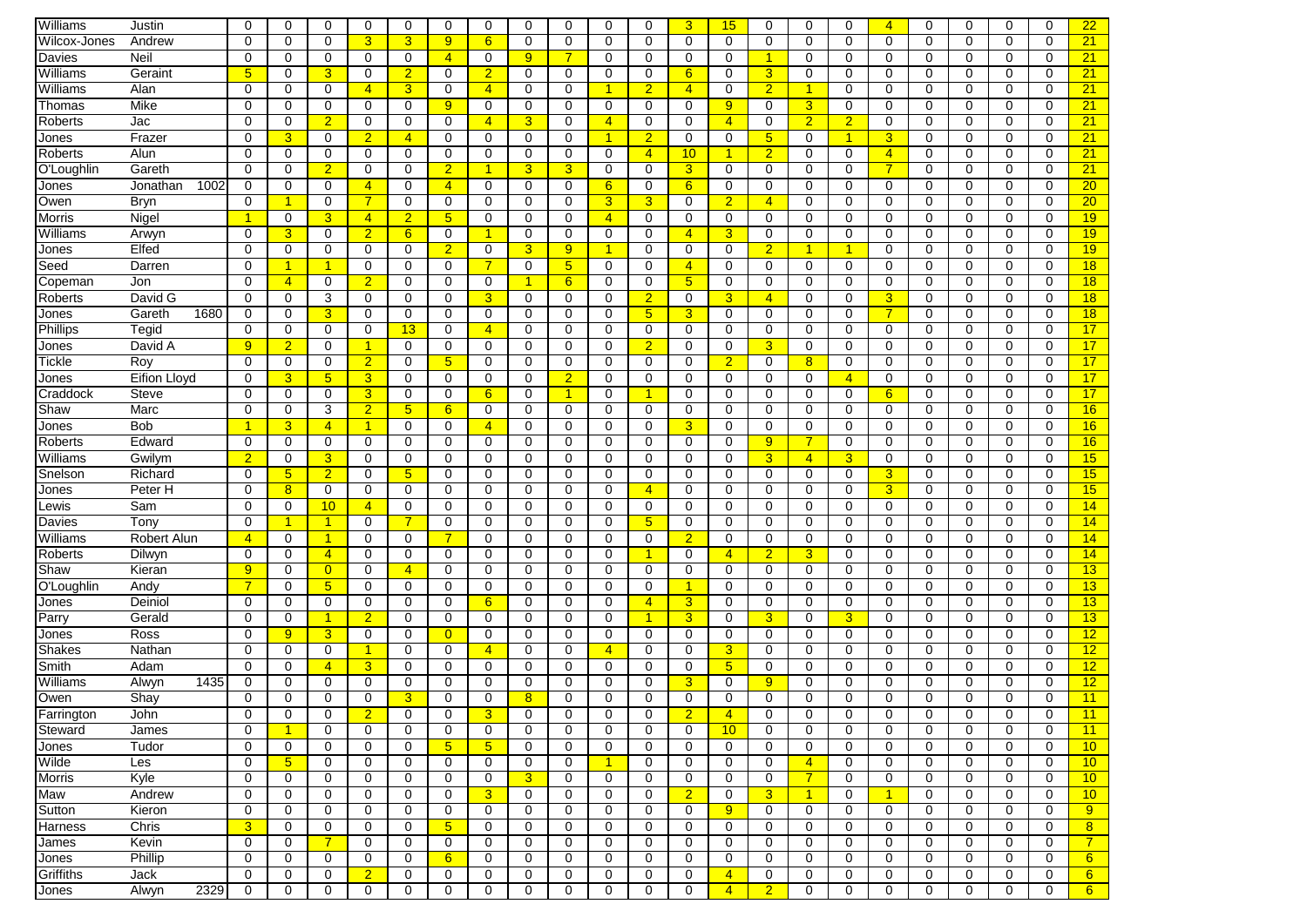| | | | | | | | | | | | | | | | | | | | | | | | | |
|---|---|---|---|---|---|---|---|---|---|---|---|---|---|---|---|---|---|---|---|---|---|---|---|---|
| Williams | Justin | 0 | 0 | 0 | 0 | 0 | 0 | 0 | 0 | 0 | 0 | 0 | 3 | 15 | 0 | 0 | 0 | 4 | 0 | 0 | 0 | 0 | 22 |
| Wilcox-Jones | Andrew | 0 | 0 | 0 | 3 | 3 | 9 | 6 | 0 | 0 | 0 | 0 | 0 | 0 | 0 | 0 | 0 | 0 | 0 | 0 | 0 | 0 | 21 |
| Davies | Neil | 0 | 0 | 0 | 0 | 0 | 4 | 0 | 9 | 7 | 0 | 0 | 0 | 0 | 1 | 0 | 0 | 0 | 0 | 0 | 0 | 0 | 21 |
| Williams | Geraint | 5 | 0 | 3 | 0 | 2 | 0 | 2 | 0 | 0 | 0 | 0 | 6 | 0 | 3 | 0 | 0 | 0 | 0 | 0 | 0 | 0 | 21 |
| Williams | Alan | 0 | 0 | 0 | 4 | 3 | 0 | 4 | 0 | 0 | 1 | 2 | 4 | 0 | 2 | 1 | 0 | 0 | 0 | 0 | 0 | 0 | 21 |
| Thomas | Mike | 0 | 0 | 0 | 0 | 0 | 9 | 0 | 0 | 0 | 0 | 0 | 0 | 9 | 0 | 3 | 0 | 0 | 0 | 0 | 0 | 0 | 21 |
| Roberts | Jac | 0 | 0 | 2 | 0 | 0 | 0 | 4 | 3 | 0 | 4 | 0 | 0 | 4 | 0 | 2 | 2 | 0 | 0 | 0 | 0 | 0 | 21 |
| Jones | Frazer | 0 | 3 | 0 | 2 | 4 | 0 | 0 | 0 | 0 | 1 | 2 | 0 | 0 | 5 | 0 | 1 | 3 | 0 | 0 | 0 | 0 | 21 |
| Roberts | Alun | 0 | 0 | 0 | 0 | 0 | 0 | 0 | 0 | 0 | 0 | 4 | 10 | 1 | 2 | 0 | 0 | 4 | 0 | 0 | 0 | 0 | 21 |
| O'Loughlin | Gareth | 0 | 0 | 2 | 0 | 0 | 2 | 1 | 3 | 3 | 0 | 0 | 3 | 0 | 0 | 0 | 0 | 7 | 0 | 0 | 0 | 0 | 21 |
| Jones | Jonathan 1002 | 0 | 0 | 0 | 4 | 0 | 4 | 0 | 0 | 0 | 6 | 0 | 6 | 0 | 0 | 0 | 0 | 0 | 0 | 0 | 0 | 0 | 20 |
| Owen | Bryn | 0 | 1 | 0 | 7 | 0 | 0 | 0 | 0 | 0 | 3 | 3 | 0 | 2 | 4 | 0 | 0 | 0 | 0 | 0 | 0 | 0 | 20 |
| Morris | Nigel | 1 | 0 | 3 | 4 | 2 | 5 | 0 | 0 | 0 | 4 | 0 | 0 | 0 | 0 | 0 | 0 | 0 | 0 | 0 | 0 | 0 | 19 |
| Williams | Arwyn | 0 | 3 | 0 | 2 | 6 | 0 | 1 | 0 | 0 | 0 | 0 | 4 | 3 | 0 | 0 | 0 | 0 | 0 | 0 | 0 | 0 | 19 |
| Jones | Elfed | 0 | 0 | 0 | 0 | 0 | 2 | 0 | 3 | 9 | 1 | 0 | 0 | 0 | 2 | 1 | 1 | 0 | 0 | 0 | 0 | 0 | 19 |
| Seed | Darren | 0 | 1 | 1 | 0 | 0 | 0 | 7 | 0 | 5 | 0 | 0 | 4 | 0 | 0 | 0 | 0 | 0 | 0 | 0 | 0 | 0 | 18 |
| Copeman | Jon | 0 | 4 | 0 | 2 | 0 | 0 | 0 | 1 | 6 | 0 | 0 | 5 | 0 | 0 | 0 | 0 | 0 | 0 | 0 | 0 | 0 | 18 |
| Roberts | David G | 0 | 0 | 3 | 0 | 0 | 0 | 3 | 0 | 0 | 0 | 2 | 0 | 3 | 4 | 0 | 0 | 3 | 0 | 0 | 0 | 0 | 18 |
| Jones | Gareth 1680 | 0 | 0 | 3 | 0 | 0 | 0 | 0 | 0 | 0 | 0 | 5 | 3 | 0 | 0 | 0 | 0 | 7 | 0 | 0 | 0 | 0 | 18 |
| Phillips | Tegid | 0 | 0 | 0 | 0 | 13 | 0 | 4 | 0 | 0 | 0 | 0 | 0 | 0 | 0 | 0 | 0 | 0 | 0 | 0 | 0 | 0 | 17 |
| Jones | David A | 9 | 2 | 0 | 1 | 0 | 0 | 0 | 0 | 0 | 0 | 2 | 0 | 0 | 3 | 0 | 0 | 0 | 0 | 0 | 0 | 0 | 17 |
| Tickle | Roy | 0 | 0 | 0 | 2 | 0 | 5 | 0 | 0 | 0 | 0 | 0 | 0 | 2 | 0 | 8 | 0 | 0 | 0 | 0 | 0 | 0 | 17 |
| Jones | Eifion Lloyd | 0 | 3 | 5 | 3 | 0 | 0 | 0 | 0 | 2 | 0 | 0 | 0 | 0 | 0 | 0 | 4 | 0 | 0 | 0 | 0 | 0 | 17 |
| Craddock | Steve | 0 | 0 | 0 | 3 | 0 | 0 | 6 | 0 | 1 | 0 | 1 | 0 | 0 | 0 | 0 | 0 | 6 | 0 | 0 | 0 | 0 | 17 |
| Shaw | Marc | 0 | 0 | 3 | 2 | 5 | 6 | 0 | 0 | 0 | 0 | 0 | 0 | 0 | 0 | 0 | 0 | 0 | 0 | 0 | 0 | 0 | 16 |
| Jones | Bob | 1 | 3 | 4 | 1 | 0 | 0 | 4 | 0 | 0 | 0 | 0 | 3 | 0 | 0 | 0 | 0 | 0 | 0 | 0 | 0 | 0 | 16 |
| Roberts | Edward | 0 | 0 | 0 | 0 | 0 | 0 | 0 | 0 | 0 | 0 | 0 | 0 | 0 | 9 | 7 | 0 | 0 | 0 | 0 | 0 | 0 | 16 |
| Williams | Gwilym | 2 | 0 | 3 | 0 | 0 | 0 | 0 | 0 | 0 | 0 | 0 | 0 | 0 | 3 | 4 | 3 | 0 | 0 | 0 | 0 | 0 | 15 |
| Snelson | Richard | 0 | 5 | 2 | 0 | 5 | 0 | 0 | 0 | 0 | 0 | 0 | 0 | 0 | 0 | 0 | 0 | 3 | 0 | 0 | 0 | 0 | 15 |
| Jones | Peter H | 0 | 8 | 0 | 0 | 0 | 0 | 0 | 0 | 0 | 0 | 4 | 0 | 0 | 0 | 0 | 0 | 3 | 0 | 0 | 0 | 0 | 15 |
| Lewis | Sam | 0 | 0 | 10 | 4 | 0 | 0 | 0 | 0 | 0 | 0 | 0 | 0 | 0 | 0 | 0 | 0 | 0 | 0 | 0 | 0 | 0 | 14 |
| Davies | Tony | 0 | 1 | 1 | 0 | 7 | 0 | 0 | 0 | 0 | 0 | 5 | 0 | 0 | 0 | 0 | 0 | 0 | 0 | 0 | 0 | 0 | 14 |
| Williams | Robert Alun | 4 | 0 | 1 | 0 | 0 | 7 | 0 | 0 | 0 | 0 | 0 | 2 | 0 | 0 | 0 | 0 | 0 | 0 | 0 | 0 | 0 | 14 |
| Roberts | Dilwyn | 0 | 0 | 4 | 0 | 0 | 0 | 0 | 0 | 0 | 0 | 1 | 0 | 4 | 2 | 3 | 0 | 0 | 0 | 0 | 0 | 0 | 14 |
| Shaw | Kieran | 9 | 0 | 0 | 0 | 4 | 0 | 0 | 0 | 0 | 0 | 0 | 0 | 0 | 0 | 0 | 0 | 0 | 0 | 0 | 0 | 0 | 13 |
| O'Loughlin | Andy | 7 | 0 | 5 | 0 | 0 | 0 | 0 | 0 | 0 | 0 | 0 | 1 | 0 | 0 | 0 | 0 | 0 | 0 | 0 | 0 | 0 | 13 |
| Jones | Deiniol | 0 | 0 | 0 | 0 | 0 | 0 | 6 | 0 | 0 | 0 | 4 | 3 | 0 | 0 | 0 | 0 | 0 | 0 | 0 | 0 | 0 | 13 |
| Parry | Gerald | 0 | 0 | 1 | 2 | 0 | 0 | 0 | 0 | 0 | 0 | 1 | 3 | 0 | 3 | 0 | 3 | 0 | 0 | 0 | 0 | 0 | 13 |
| Jones | Ross | 0 | 9 | 3 | 0 | 0 | 0 | 0 | 0 | 0 | 0 | 0 | 0 | 0 | 0 | 0 | 0 | 0 | 0 | 0 | 0 | 0 | 12 |
| Shakes | Nathan | 0 | 0 | 0 | 1 | 0 | 0 | 4 | 0 | 0 | 4 | 0 | 0 | 3 | 0 | 0 | 0 | 0 | 0 | 0 | 0 | 0 | 12 |
| Smith | Adam | 0 | 0 | 4 | 3 | 0 | 0 | 0 | 0 | 0 | 0 | 0 | 0 | 5 | 0 | 0 | 0 | 0 | 0 | 0 | 0 | 0 | 12 |
| Williams | Alwyn 1435 | 0 | 0 | 0 | 0 | 0 | 0 | 0 | 0 | 0 | 0 | 0 | 3 | 0 | 9 | 0 | 0 | 0 | 0 | 0 | 0 | 0 | 12 |
| Owen | Shay | 0 | 0 | 0 | 0 | 3 | 0 | 0 | 8 | 0 | 0 | 0 | 0 | 0 | 0 | 0 | 0 | 0 | 0 | 0 | 0 | 0 | 11 |
| Farrington | John | 0 | 0 | 0 | 2 | 0 | 0 | 3 | 0 | 0 | 0 | 0 | 2 | 4 | 0 | 0 | 0 | 0 | 0 | 0 | 0 | 0 | 11 |
| Steward | James | 0 | 1 | 0 | 0 | 0 | 0 | 0 | 0 | 0 | 0 | 0 | 0 | 10 | 0 | 0 | 0 | 0 | 0 | 0 | 0 | 0 | 11 |
| Jones | Tudor | 0 | 0 | 0 | 0 | 0 | 5 | 5 | 0 | 0 | 0 | 0 | 0 | 0 | 0 | 0 | 0 | 0 | 0 | 0 | 0 | 0 | 10 |
| Wilde | Les | 0 | 5 | 0 | 0 | 0 | 0 | 0 | 0 | 0 | 1 | 0 | 0 | 0 | 0 | 4 | 0 | 0 | 0 | 0 | 0 | 0 | 10 |
| Morris | Kyle | 0 | 0 | 0 | 0 | 0 | 0 | 0 | 3 | 0 | 0 | 0 | 0 | 0 | 0 | 7 | 0 | 0 | 0 | 0 | 0 | 0 | 10 |
| Maw | Andrew | 0 | 0 | 0 | 0 | 0 | 0 | 3 | 0 | 0 | 0 | 0 | 2 | 0 | 3 | 1 | 0 | 1 | 0 | 0 | 0 | 0 | 10 |
| Sutton | Kieron | 0 | 0 | 0 | 0 | 0 | 0 | 0 | 0 | 0 | 0 | 0 | 0 | 9 | 0 | 0 | 0 | 0 | 0 | 0 | 0 | 0 | 9 |
| Harness | Chris | 3 | 0 | 0 | 0 | 0 | 5 | 0 | 0 | 0 | 0 | 0 | 0 | 0 | 0 | 0 | 0 | 0 | 0 | 0 | 0 | 0 | 8 |
| James | Kevin | 0 | 0 | 7 | 0 | 0 | 0 | 0 | 0 | 0 | 0 | 0 | 0 | 0 | 0 | 0 | 0 | 0 | 0 | 0 | 0 | 0 | 7 |
| Jones | Phillip | 0 | 0 | 0 | 0 | 0 | 6 | 0 | 0 | 0 | 0 | 0 | 0 | 0 | 0 | 0 | 0 | 0 | 0 | 0 | 0 | 0 | 6 |
| Griffiths | Jack | 0 | 0 | 0 | 2 | 0 | 0 | 0 | 0 | 0 | 0 | 0 | 0 | 4 | 0 | 0 | 0 | 0 | 0 | 0 | 0 | 0 | 6 |
| Jones | Alwyn 2329 | 0 | 0 | 0 | 0 | 0 | 0 | 0 | 0 | 0 | 0 | 0 | 0 | 4 | 2 | 0 | 0 | 0 | 0 | 0 | 0 | 0 | 6 |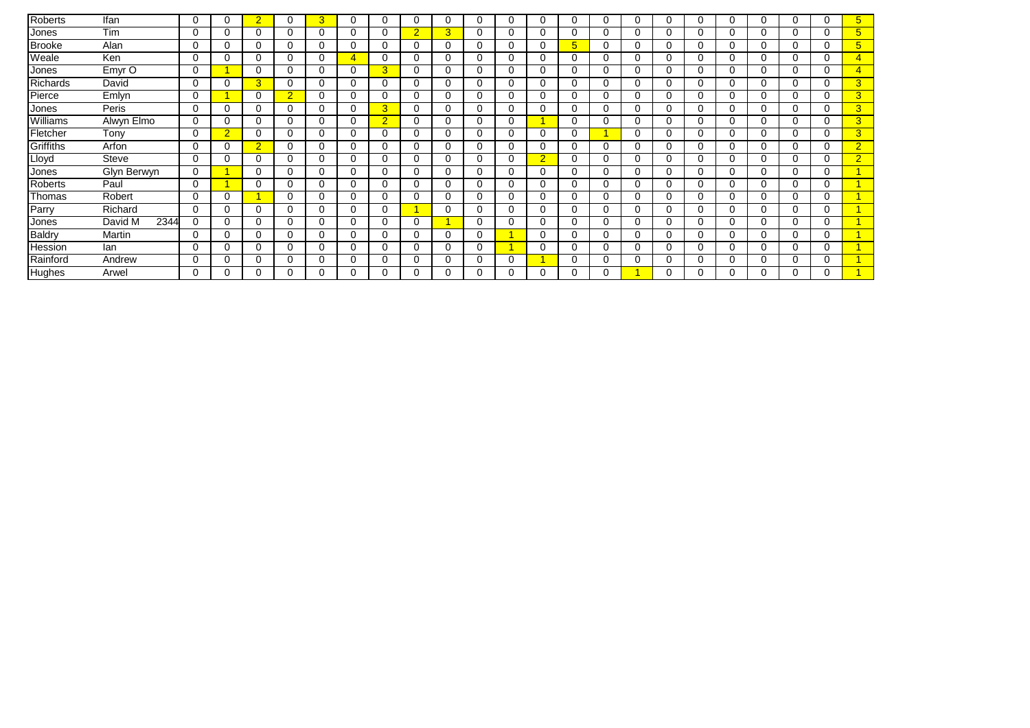| | | | | | | | | | | | | | | | | | | | | | | | |
|---|---|---|---|---|---|---|---|---|---|---|---|---|---|---|---|---|---|---|---|---|---|---|---|
| Roberts | Ifan | 0 | 0 | 2 | 0 | 3 | 0 | 0 | 0 | 0 | 0 | 0 | 0 | 0 | 0 | 0 | 0 | 0 | 0 | 0 | 0 | 0 | 5 |
| Jones | Tim | 0 | 0 | 0 | 0 | 0 | 0 | 0 | 2 | 3 | 0 | 0 | 0 | 0 | 0 | 0 | 0 | 0 | 0 | 0 | 0 | 0 | 5 |
| Brooke | Alan | 0 | 0 | 0 | 0 | 0 | 0 | 0 | 0 | 0 | 0 | 0 | 0 | 5 | 0 | 0 | 0 | 0 | 0 | 0 | 0 | 0 | 5 |
| Weale | Ken | 0 | 0 | 0 | 0 | 0 | 4 | 0 | 0 | 0 | 0 | 0 | 0 | 0 | 0 | 0 | 0 | 0 | 0 | 0 | 0 | 0 | 4 |
| Jones | Emyr O | 0 | 1 | 0 | 0 | 0 | 0 | 3 | 0 | 0 | 0 | 0 | 0 | 0 | 0 | 0 | 0 | 0 | 0 | 0 | 0 | 0 | 4 |
| Richards | David | 0 | 0 | 3 | 0 | 0 | 0 | 0 | 0 | 0 | 0 | 0 | 0 | 0 | 0 | 0 | 0 | 0 | 0 | 0 | 0 | 0 | 3 |
| Pierce | Emlyn | 0 | 1 | 0 | 2 | 0 | 0 | 0 | 0 | 0 | 0 | 0 | 0 | 0 | 0 | 0 | 0 | 0 | 0 | 0 | 0 | 0 | 3 |
| Jones | Peris | 0 | 0 | 0 | 0 | 0 | 0 | 3 | 0 | 0 | 0 | 0 | 0 | 0 | 0 | 0 | 0 | 0 | 0 | 0 | 0 | 0 | 3 |
| Williams | Alwyn Elmo | 0 | 0 | 0 | 0 | 0 | 0 | 2 | 0 | 0 | 0 | 0 | 1 | 0 | 0 | 0 | 0 | 0 | 0 | 0 | 0 | 0 | 3 |
| Fletcher | Tony | 0 | 2 | 0 | 0 | 0 | 0 | 0 | 0 | 0 | 0 | 0 | 0 | 0 | 1 | 0 | 0 | 0 | 0 | 0 | 0 | 0 | 3 |
| Griffiths | Arfon | 0 | 0 | 2 | 0 | 0 | 0 | 0 | 0 | 0 | 0 | 0 | 0 | 0 | 0 | 0 | 0 | 0 | 0 | 0 | 0 | 0 | 2 |
| Lloyd | Steve | 0 | 0 | 0 | 0 | 0 | 0 | 0 | 0 | 0 | 0 | 0 | 2 | 0 | 0 | 0 | 0 | 0 | 0 | 0 | 0 | 0 | 2 |
| Jones | Glyn Berwyn | 0 | 1 | 0 | 0 | 0 | 0 | 0 | 0 | 0 | 0 | 0 | 0 | 0 | 0 | 0 | 0 | 0 | 0 | 0 | 0 | 0 | 1 |
| Roberts | Paul | 0 | 1 | 0 | 0 | 0 | 0 | 0 | 0 | 0 | 0 | 0 | 0 | 0 | 0 | 0 | 0 | 0 | 0 | 0 | 0 | 0 | 1 |
| Thomas | Robert | 0 | 0 | 1 | 0 | 0 | 0 | 0 | 0 | 0 | 0 | 0 | 0 | 0 | 0 | 0 | 0 | 0 | 0 | 0 | 0 | 0 | 1 |
| Parry | Richard | 0 | 0 | 0 | 0 | 0 | 0 | 0 | 1 | 0 | 0 | 0 | 0 | 0 | 0 | 0 | 0 | 0 | 0 | 0 | 0 | 0 | 1 |
| Jones | David M 2344 | 0 | 0 | 0 | 0 | 0 | 0 | 0 | 0 | 1 | 0 | 0 | 0 | 0 | 0 | 0 | 0 | 0 | 0 | 0 | 0 | 0 | 1 |
| Baldry | Martin | 0 | 0 | 0 | 0 | 0 | 0 | 0 | 0 | 0 | 0 | 1 | 0 | 0 | 0 | 0 | 0 | 0 | 0 | 0 | 0 | 0 | 1 |
| Hession | Ian | 0 | 0 | 0 | 0 | 0 | 0 | 0 | 0 | 0 | 0 | 1 | 0 | 0 | 0 | 0 | 0 | 0 | 0 | 0 | 0 | 0 | 1 |
| Rainford | Andrew | 0 | 0 | 0 | 0 | 0 | 0 | 0 | 0 | 0 | 0 | 0 | 1 | 0 | 0 | 0 | 0 | 0 | 0 | 0 | 0 | 0 | 1 |
| Hughes | Arwel | 0 | 0 | 0 | 0 | 0 | 0 | 0 | 0 | 0 | 0 | 0 | 0 | 0 | 0 | 1 | 0 | 0 | 0 | 0 | 0 | 0 | 1 |